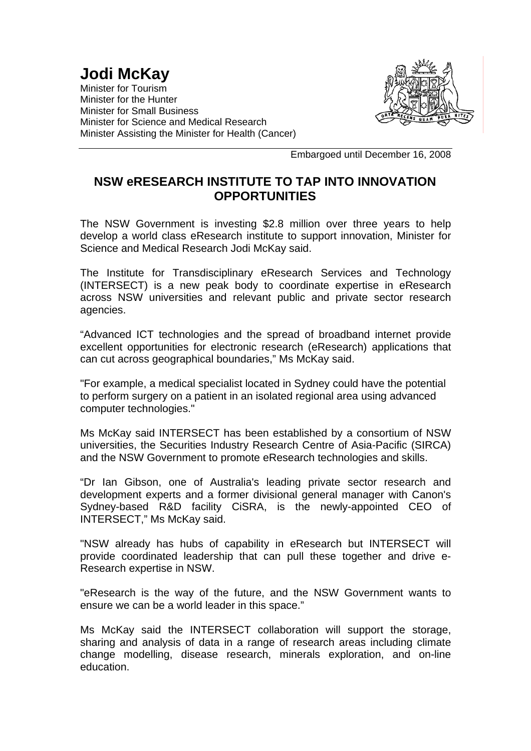# Jodi McKay

Minister for Tourism
Minister for the Hunter
Minister for Small Business
Minister for Science and Medical Research
Minister Assisting the Minister for Health (Cancer)

Embargoed until December 16, 2008

## NSW eRESEARCH INSTITUTE TO TAP INTO INNOVATION OPPORTUNITIES

The NSW Government is investing $2.8 million over three years to help develop a world class eResearch institute to support innovation, Minister for Science and Medical Research Jodi McKay said.

The Institute for Transdisciplinary eResearch Services and Technology (INTERSECT) is a new peak body to coordinate expertise in eResearch across NSW universities and relevant public and private sector research agencies.

"Advanced ICT technologies and the spread of broadband internet provide excellent opportunities for electronic research (eResearch) applications that can cut across geographical boundaries," Ms McKay said.

"For example, a medical specialist located in Sydney could have the potential to perform surgery on a patient in an isolated regional area using advanced computer technologies."

Ms McKay said INTERSECT has been established by a consortium of NSW universities, the Securities Industry Research Centre of Asia-Pacific (SIRCA) and the NSW Government to promote eResearch technologies and skills.

"Dr Ian Gibson, one of Australia's leading private sector research and development experts and a former divisional general manager with Canon's Sydney-based R&D facility CiSRA, is the newly-appointed CEO of INTERSECT," Ms McKay said.

"NSW already has hubs of capability in eResearch but INTERSECT will provide coordinated leadership that can pull these together and drive e-Research expertise in NSW.

"eResearch is the way of the future, and the NSW Government wants to ensure we can be a world leader in this space."

Ms McKay said the INTERSECT collaboration will support the storage, sharing and analysis of data in a range of research areas including climate change modelling, disease research, minerals exploration, and on-line education.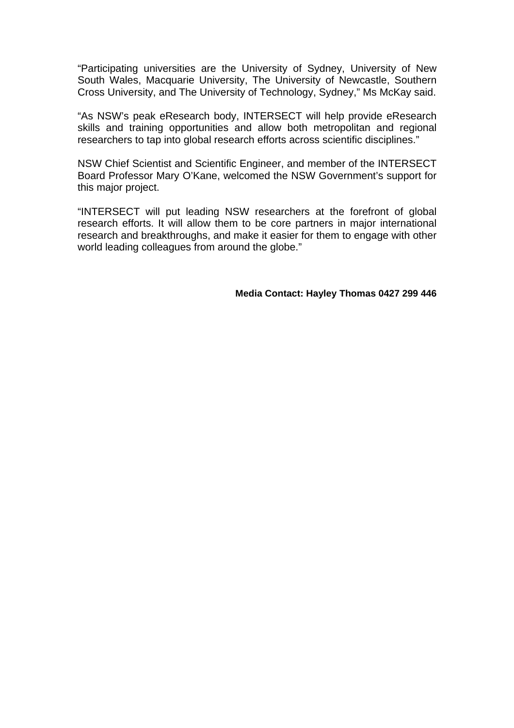"Participating universities are the University of Sydney, University of New South Wales, Macquarie University, The University of Newcastle, Southern Cross University, and The University of Technology, Sydney," Ms McKay said.

"As NSW's peak eResearch body, INTERSECT will help provide eResearch skills and training opportunities and allow both metropolitan and regional researchers to tap into global research efforts across scientific disciplines."

NSW Chief Scientist and Scientific Engineer, and member of the INTERSECT Board Professor Mary O'Kane, welcomed the NSW Government's support for this major project.

"INTERSECT will put leading NSW researchers at the forefront of global research efforts. It will allow them to be core partners in major international research and breakthroughs, and make it easier for them to engage with other world leading colleagues from around the globe."

**Media Contact: Hayley Thomas 0427 299 446**